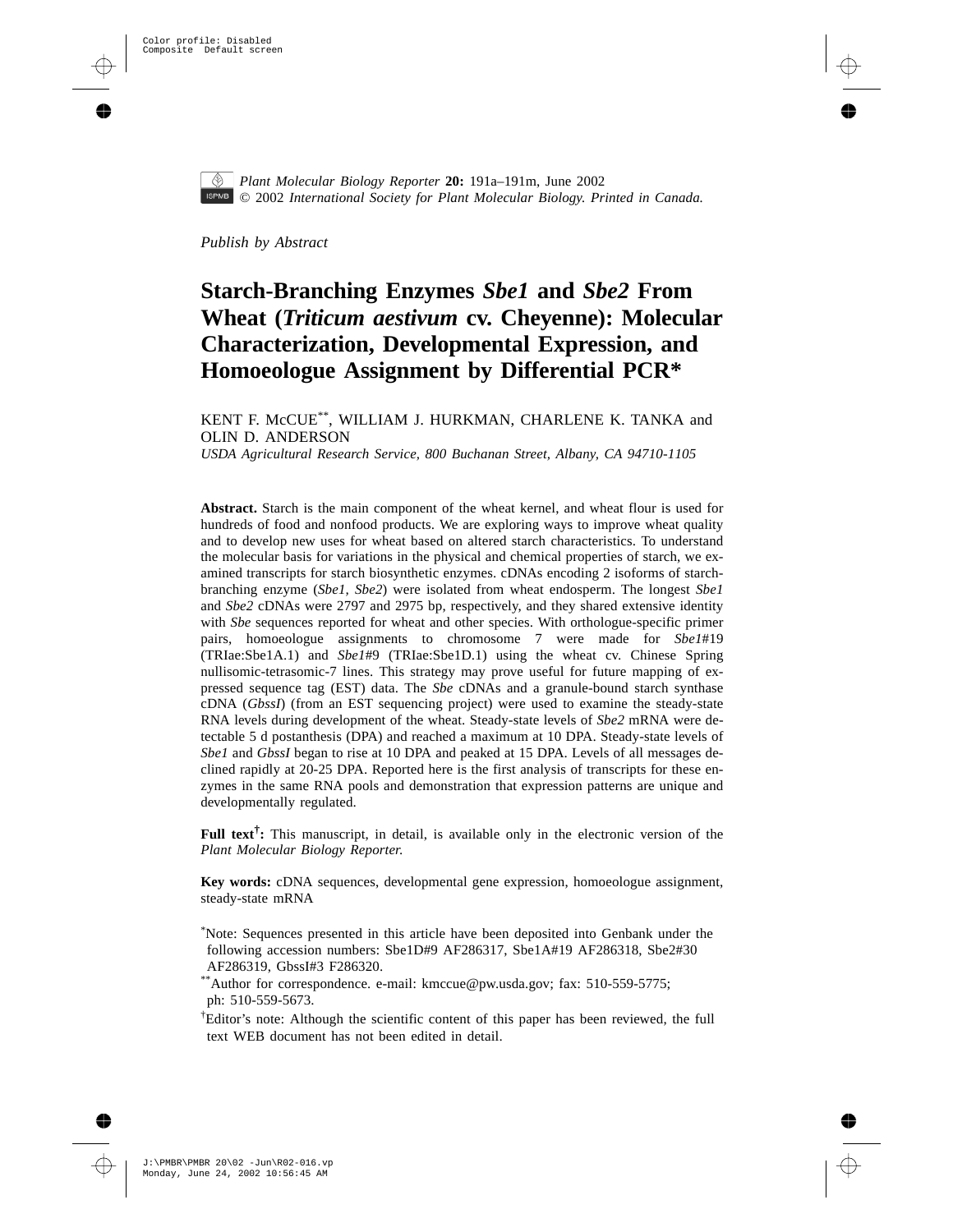*Publish by Abstract*

# Starch-Branching Enzymes *Sbe1* and *Sbe2* From Wheat (*Triticum aestivum* cv. Cheyenne): Molecular Characterization, Developmental Expression, and Homoeologue Assignment by Differential PCR*

KENT F. McCUE**, WILLIAM J. HURKMAN, CHARLENE K. TANKA and OLIN D. ANDERSON

*USDA Agricultural Research Service, 800 Buchanan Street, Albany, CA 94710-1105*

**Abstract.** Starch is the main component of the wheat kernel, and wheat flour is used for hundreds of food and nonfood products. We are exploring ways to improve wheat quality and to develop new uses for wheat based on altered starch characteristics. To understand the molecular basis for variations in the physical and chemical properties of starch, we examined transcripts for starch biosynthetic enzymes. cDNAs encoding 2 isoforms of starch-branching enzyme (*Sbe1, Sbe2*) were isolated from wheat endosperm. The longest *Sbe1* and *Sbe2* cDNAs were 2797 and 2975 bp, respectively, and they shared extensive identity with *Sbe* sequences reported for wheat and other species. With orthologue-specific primer pairs, homoeologue assignments to chromosome 7 were made for *Sbe1*#19 (TRIae:Sbe1A.1) and *Sbe1*#9 (TRIae:Sbe1D.1) using the wheat cv. Chinese Spring nullisomic-tetrasomic-7 lines. This strategy may prove useful for future mapping of expressed sequence tag (EST) data. The *Sbe* cDNAs and a granule-bound starch synthase cDNA (*GbssI*) (from an EST sequencing project) were used to examine the steady-state RNA levels during development of the wheat. Steady-state levels of *Sbe2* mRNA were detectable 5 d postanthesis (DPA) and reached a maximum at 10 DPA. Steady-state levels of *Sbe1* and *GbssI* began to rise at 10 DPA and peaked at 15 DPA. Levels of all messages declined rapidly at 20-25 DPA. Reported here is the first analysis of transcripts for these enzymes in the same RNA pools and demonstration that expression patterns are unique and developmentally regulated.

**Full text†:** This manuscript, in detail, is available only in the electronic version of the *Plant Molecular Biology Reporter.*

**Key words:** cDNA sequences, developmental gene expression, homoeologue assignment, steady-state mRNA

*Note: Sequences presented in this article have been deposited into Genbank under the following accession numbers: Sbe1D#9 AF286317, Sbe1A#19 AF286318, Sbe2#30 AF286319, GbssI#3 F286320.

**Author for correspondence. e-mail: kmccue@pw.usda.gov; fax: 510-559-5775; ph: 510-559-5673.

†Editor's note: Although the scientific content of this paper has been reviewed, the full text WEB document has not been edited in detail.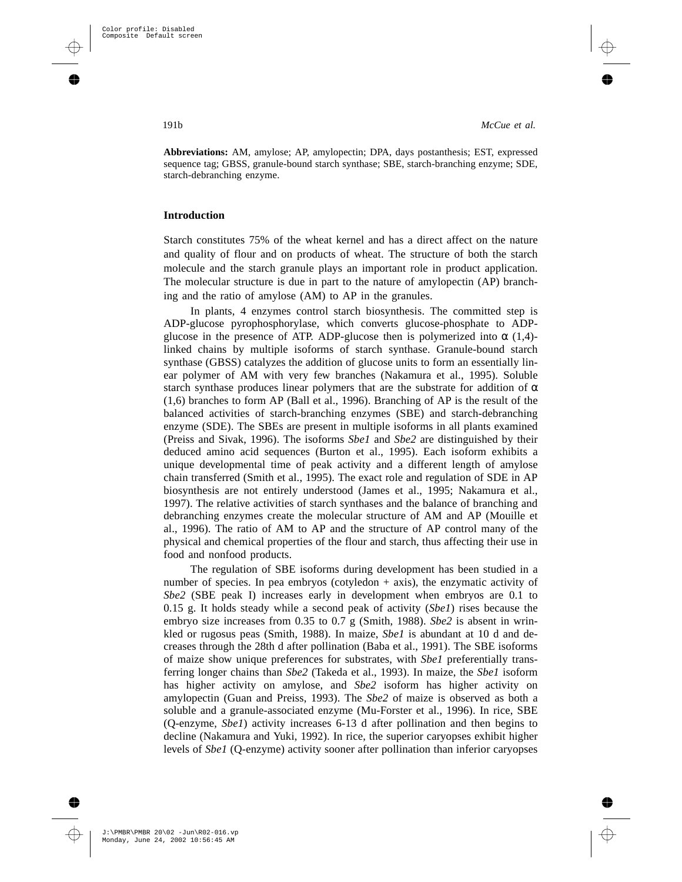**Abbreviations:** AM, amylose; AP, amylopectin; DPA, days postanthesis; EST, expressed sequence tag; GBSS, granule-bound starch synthase; SBE, starch-branching enzyme; SDE, starch-debranching enzyme.

## Introduction

Starch constitutes 75% of the wheat kernel and has a direct affect on the nature and quality of flour and on products of wheat. The structure of both the starch molecule and the starch granule plays an important role in product application. The molecular structure is due in part to the nature of amylopectin (AP) branching and the ratio of amylose (AM) to AP in the granules.

In plants, 4 enzymes control starch biosynthesis. The committed step is ADP-glucose pyrophosphorylase, which converts glucose-phosphate to ADP-glucose in the presence of ATP. ADP-glucose then is polymerized into α (1,4)-linked chains by multiple isoforms of starch synthase. Granule-bound starch synthase (GBSS) catalyzes the addition of glucose units to form an essentially linear polymer of AM with very few branches (Nakamura et al., 1995). Soluble starch synthase produces linear polymers that are the substrate for addition of α (1,6) branches to form AP (Ball et al., 1996). Branching of AP is the result of the balanced activities of starch-branching enzymes (SBE) and starch-debranching enzyme (SDE). The SBEs are present in multiple isoforms in all plants examined (Preiss and Sivak, 1996). The isoforms *Sbe1* and *Sbe2* are distinguished by their deduced amino acid sequences (Burton et al., 1995). Each isoform exhibits a unique developmental time of peak activity and a different length of amylose chain transferred (Smith et al., 1995). The exact role and regulation of SDE in AP biosynthesis are not entirely understood (James et al., 1995; Nakamura et al., 1997). The relative activities of starch synthases and the balance of branching and debranching enzymes create the molecular structure of AM and AP (Mouille et al., 1996). The ratio of AM to AP and the structure of AP control many of the physical and chemical properties of the flour and starch, thus affecting their use in food and nonfood products.

The regulation of SBE isoforms during development has been studied in a number of species. In pea embryos (cotyledon + axis), the enzymatic activity of *Sbe2* (SBE peak I) increases early in development when embryos are 0.1 to 0.15 g. It holds steady while a second peak of activity (*Sbe1*) rises because the embryo size increases from 0.35 to 0.7 g (Smith, 1988). *Sbe2* is absent in wrinkled or rugosus peas (Smith, 1988). In maize, *Sbe1* is abundant at 10 d and decreases through the 28th d after pollination (Baba et al., 1991). The SBE isoforms of maize show unique preferences for substrates, with *Sbe1* preferentially transferring longer chains than *Sbe2* (Takeda et al., 1993). In maize, the *Sbe1* isoform has higher activity on amylose, and *Sbe2* isoform has higher activity on amylopectin (Guan and Preiss, 1993). The *Sbe2* of maize is observed as both a soluble and a granule-associated enzyme (Mu-Forster et al., 1996). In rice, SBE (Q-enzyme, *Sbe1*) activity increases 6-13 d after pollination and then begins to decline (Nakamura and Yuki, 1992). In rice, the superior caryopses exhibit higher levels of *Sbe1* (Q-enzyme) activity sooner after pollination than inferior caryopses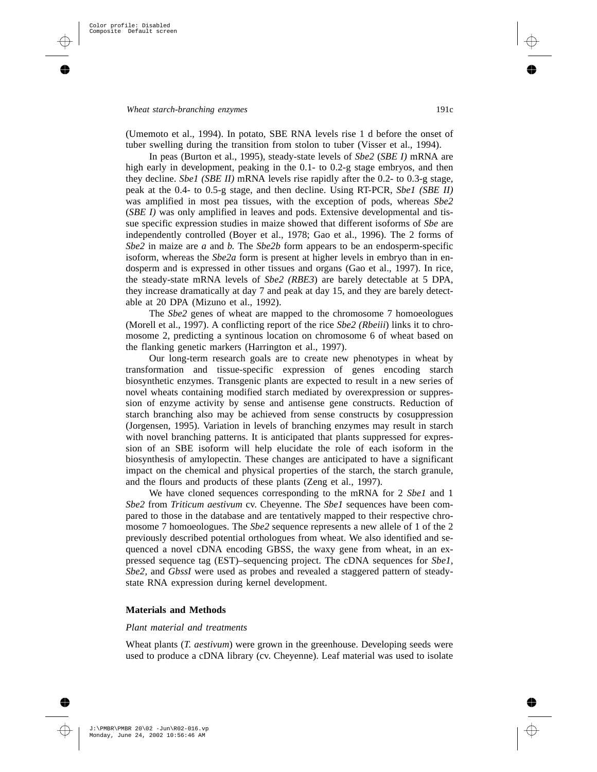(Umemoto et al., 1994). In potato, SBE RNA levels rise 1 d before the onset of tuber swelling during the transition from stolon to tuber (Visser et al., 1994).

In peas (Burton et al., 1995), steady-state levels of *Sbe2* (*SBE I)* mRNA are high early in development, peaking in the 0.1- to 0.2-g stage embryos, and then they decline. *Sbe1 (SBE II)* mRNA levels rise rapidly after the 0.2- to 0.3-g stage, peak at the 0.4- to 0.5-g stage, and then decline. Using RT-PCR, *Sbe1 (SBE II)* was amplified in most pea tissues, with the exception of pods, whereas *Sbe2* (*SBE I)* was only amplified in leaves and pods. Extensive developmental and tissue specific expression studies in maize showed that different isoforms of *Sbe* are independently controlled (Boyer et al., 1978; Gao et al., 1996). The 2 forms of *Sbe2* in maize are *a* and *b.* The *Sbe2b* form appears to be an endosperm-specific isoform, whereas the *Sbe2a* form is present at higher levels in embryo than in endosperm and is expressed in other tissues and organs (Gao et al., 1997). In rice, the steady-state mRNA levels of *Sbe2 (RBE3*) are barely detectable at 5 DPA, they increase dramatically at day 7 and peak at day 15, and they are barely detectable at 20 DPA (Mizuno et al., 1992).

The *Sbe2* genes of wheat are mapped to the chromosome 7 homoeologues (Morell et al., 1997). A conflicting report of the rice *Sbe2 (Rbeiii*) links it to chromosome 2, predicting a syntinous location on chromosome 6 of wheat based on the flanking genetic markers (Harrington et al., 1997).

Our long-term research goals are to create new phenotypes in wheat by transformation and tissue-specific expression of genes encoding starch biosynthetic enzymes. Transgenic plants are expected to result in a new series of novel wheats containing modified starch mediated by overexpression or suppression of enzyme activity by sense and antisense gene constructs. Reduction of starch branching also may be achieved from sense constructs by cosuppression (Jorgensen, 1995). Variation in levels of branching enzymes may result in starch with novel branching patterns. It is anticipated that plants suppressed for expression of an SBE isoform will help elucidate the role of each isoform in the biosynthesis of amylopectin. These changes are anticipated to have a significant impact on the chemical and physical properties of the starch, the starch granule, and the flours and products of these plants (Zeng et al., 1997).

We have cloned sequences corresponding to the mRNA for 2 *Sbe1* and 1 *Sbe2* from *Triticum aestivum* cv. Cheyenne. The *Sbe1* sequences have been compared to those in the database and are tentatively mapped to their respective chromosome 7 homoeologues. The *Sbe2* sequence represents a new allele of 1 of the 2 previously described potential orthologues from wheat. We also identified and sequenced a novel cDNA encoding GBSS, the waxy gene from wheat, in an expressed sequence tag (EST)–sequencing project. The cDNA sequences for *Sbe1*, *Sbe2,* and *GbssI* were used as probes and revealed a staggered pattern of steady-state RNA expression during kernel development.

## Materials and Methods

### *Plant material and treatments*

Wheat plants (*T. aestivum*) were grown in the greenhouse. Developing seeds were used to produce a cDNA library (cv. Cheyenne). Leaf material was used to isolate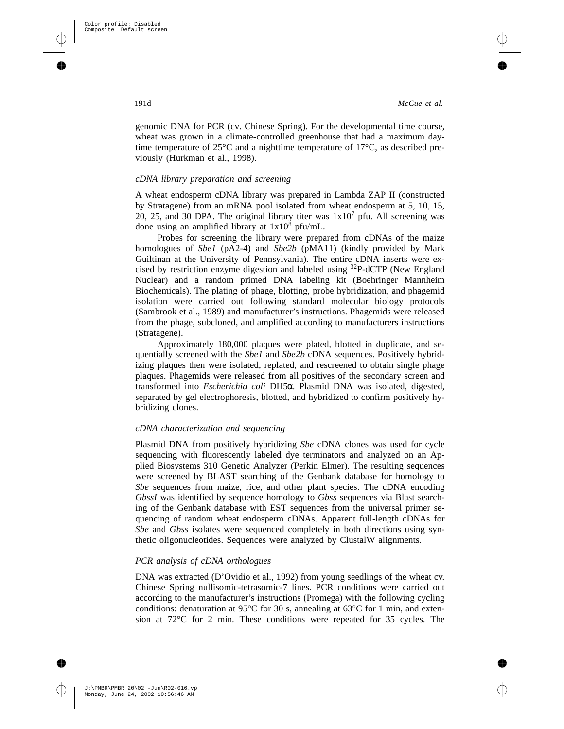genomic DNA for PCR (cv. Chinese Spring). For the developmental time course, wheat was grown in a climate-controlled greenhouse that had a maximum daytime temperature of 25°C and a nighttime temperature of 17°C, as described previously (Hurkman et al., 1998).

### *cDNA library preparation and screening*

A wheat endosperm cDNA library was prepared in Lambda ZAP II (constructed by Stratagene) from an mRNA pool isolated from wheat endosperm at 5, 10, 15, 20, 25, and 30 DPA. The original library titer was $1x10^7$ pfu. All screening was done using an amplified library at $1x10^8$ pfu/mL.

Probes for screening the library were prepared from cDNAs of the maize homologues of *Sbe1* (pA2-4) and *Sbe2b* (pMA11) (kindly provided by Mark Guiltinan at the University of Pennsylvania). The entire cDNA inserts were excised by restriction enzyme digestion and labeled using $^{32}$P-dCTP (New England Nuclear) and a random primed DNA labeling kit (Boehringer Mannheim Biochemicals). The plating of phage, blotting, probe hybridization, and phagemid isolation were carried out following standard molecular biology protocols (Sambrook et al., 1989) and manufacturer's instructions. Phagemids were released from the phage, subcloned, and amplified according to manufacturers instructions (Stratagene).

Approximately 180,000 plaques were plated, blotted in duplicate, and sequentially screened with the *Sbe1* and *Sbe2b* cDNA sequences. Positively hybridizing plaques then were isolated, replated, and rescreened to obtain single phage plaques. Phagemids were released from all positives of the secondary screen and transformed into *Escherichia coli* DH5α. Plasmid DNA was isolated, digested, separated by gel electrophoresis, blotted, and hybridized to confirm positively hybridizing clones.

### *cDNA characterization and sequencing*

Plasmid DNA from positively hybridizing *Sbe* cDNA clones was used for cycle sequencing with fluorescently labeled dye terminators and analyzed on an Applied Biosystems 310 Genetic Analyzer (Perkin Elmer). The resulting sequences were screened by BLAST searching of the Genbank database for homology to *Sbe* sequences from maize, rice, and other plant species. The cDNA encoding *GbssI* was identified by sequence homology to *Gbss* sequences via Blast searching of the Genbank database with EST sequences from the universal primer sequencing of random wheat endosperm cDNAs. Apparent full-length cDNAs for *Sbe* and *Gbss* isolates were sequenced completely in both directions using synthetic oligonucleotides. Sequences were analyzed by ClustalW alignments.

### *PCR analysis of cDNA orthologues*

DNA was extracted (D'Ovidio et al., 1992) from young seedlings of the wheat cv. Chinese Spring nullisomic-tetrasomic-7 lines. PCR conditions were carried out according to the manufacturer's instructions (Promega) with the following cycling conditions: denaturation at 95°C for 30 s, annealing at 63°C for 1 min, and extension at 72°C for 2 min. These conditions were repeated for 35 cycles. The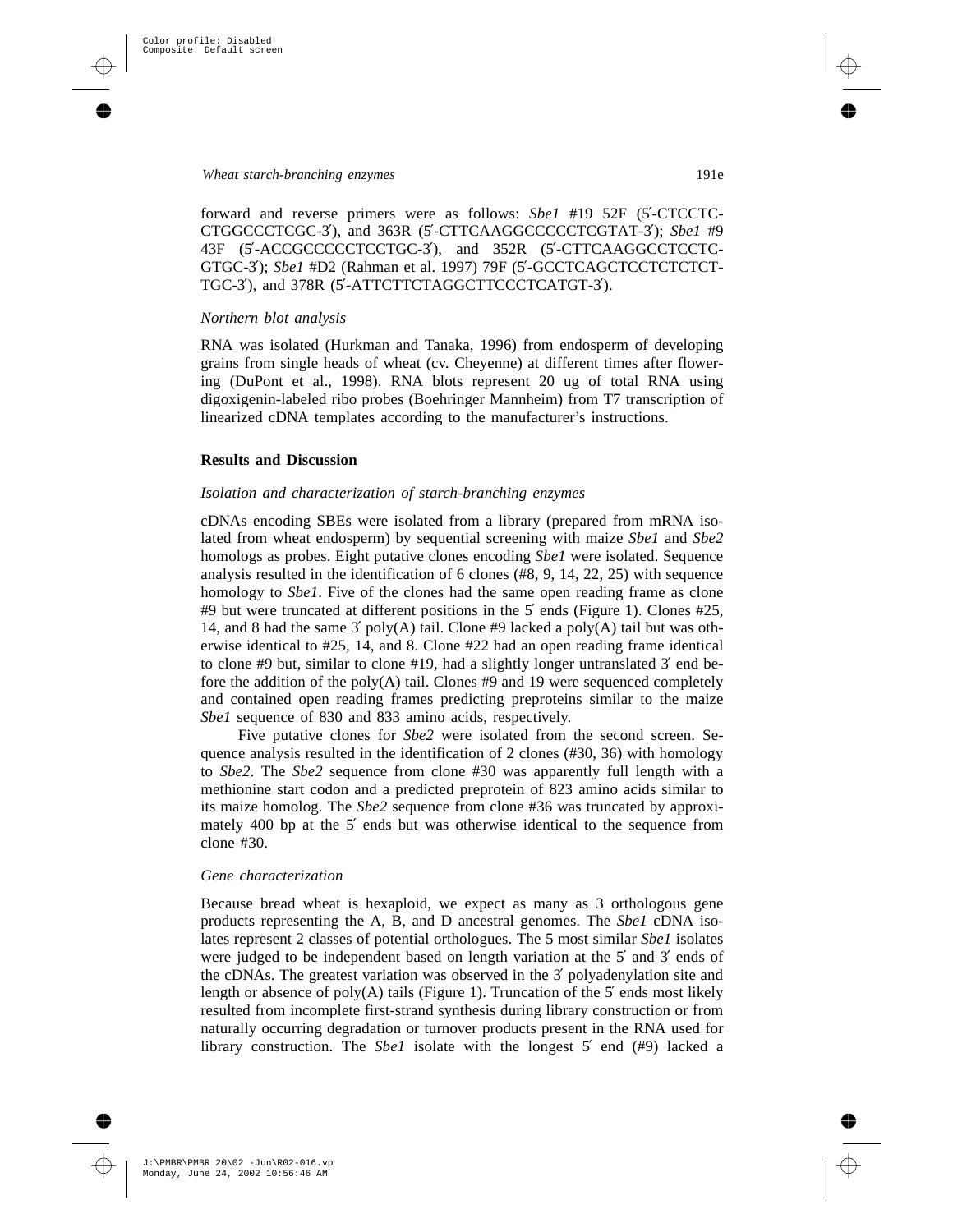forward and reverse primers were as follows: *Sbe1* #19 52F (5′-CTCCTC-CTGGCCCTCGC-3′), and 363R (5′-CTTCAAGGCCCCCTCGTAT-3′); *Sbe1* #9 43F (5′-ACCGCCCCCTCCTGC-3′), and 352R (5′-CTTCAAGGCCTCCTC-GTGC-3′); *Sbe1* #D2 (Rahman et al. 1997) 79F (5′-GCCTCAGCTCCTCTCTCT-TGC-3′), and 378R (5′-ATTCTTCTAGGCTTCCCTCATGT-3′).

### *Northern blot analysis*

RNA was isolated (Hurkman and Tanaka, 1996) from endosperm of developing grains from single heads of wheat (cv. Cheyenne) at different times after flowering (DuPont et al., 1998). RNA blots represent 20 ug of total RNA using digoxigenin-labeled ribo probes (Boehringer Mannheim) from T7 transcription of linearized cDNA templates according to the manufacturer's instructions.

## **Results and Discussion**

### *Isolation and characterization of starch-branching enzymes*

cDNAs encoding SBEs were isolated from a library (prepared from mRNA isolated from wheat endosperm) by sequential screening with maize *Sbe1* and *Sbe2* homologs as probes. Eight putative clones encoding *Sbe1* were isolated. Sequence analysis resulted in the identification of 6 clones (#8, 9, 14, 22, 25) with sequence homology to *Sbe1*. Five of the clones had the same open reading frame as clone #9 but were truncated at different positions in the 5′ ends (Figure 1). Clones #25, 14, and 8 had the same 3′ poly(A) tail. Clone #9 lacked a poly(A) tail but was otherwise identical to #25, 14, and 8. Clone #22 had an open reading frame identical to clone #9 but, similar to clone #19, had a slightly longer untranslated 3′ end before the addition of the poly(A) tail. Clones #9 and 19 were sequenced completely and contained open reading frames predicting preproteins similar to the maize *Sbe1* sequence of 830 and 833 amino acids, respectively.

Five putative clones for *Sbe2* were isolated from the second screen. Sequence analysis resulted in the identification of 2 clones (#30, 36) with homology to *Sbe2*. The *Sbe2* sequence from clone #30 was apparently full length with a methionine start codon and a predicted preprotein of 823 amino acids similar to its maize homolog. The *Sbe2* sequence from clone #36 was truncated by approximately 400 bp at the 5′ ends but was otherwise identical to the sequence from clone #30.

### *Gene characterization*

Because bread wheat is hexaploid, we expect as many as 3 orthologous gene products representing the A, B, and D ancestral genomes. The *Sbe1* cDNA isolates represent 2 classes of potential orthologues. The 5 most similar *Sbe1* isolates were judged to be independent based on length variation at the 5′ and 3′ ends of the cDNAs. The greatest variation was observed in the 3′ polyadenylation site and length or absence of poly(A) tails (Figure 1). Truncation of the 5′ ends most likely resulted from incomplete first-strand synthesis during library construction or from naturally occurring degradation or turnover products present in the RNA used for library construction. The *Sbe1* isolate with the longest 5′ end (#9) lacked a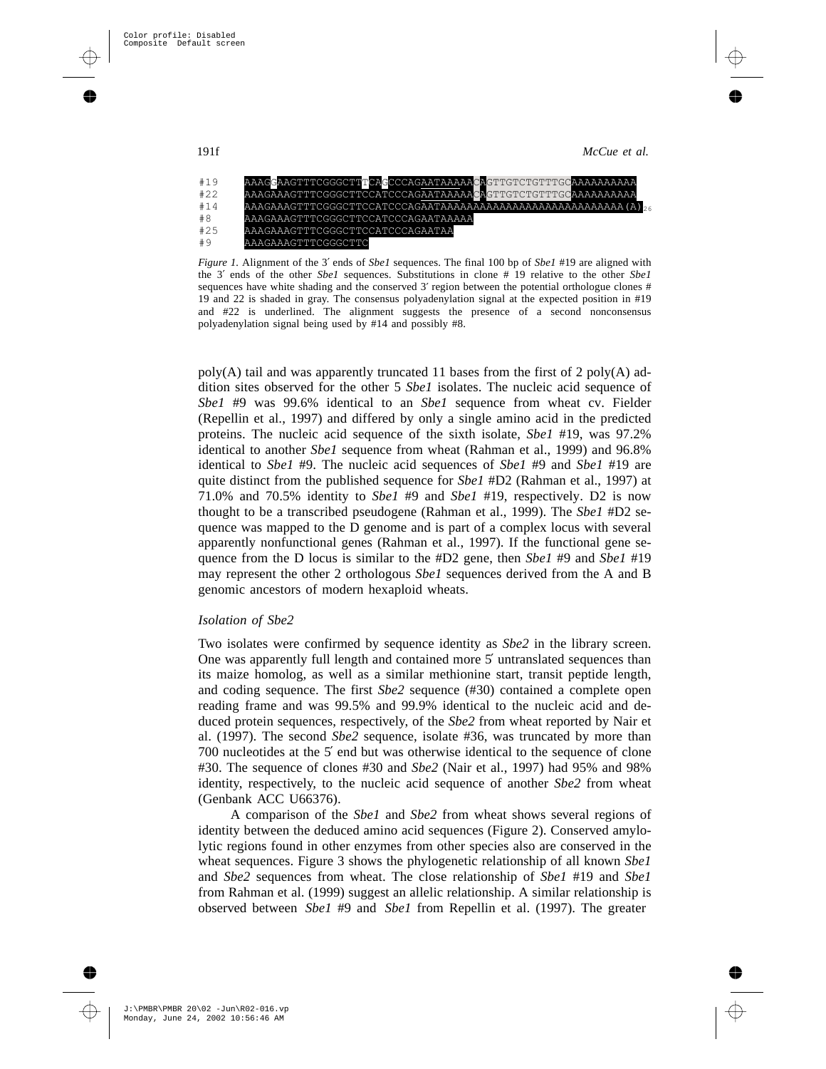```
#19    AAAGGAAGTTTCGGGCTTTCAGCCCAGAATAAAAACAGTTGTCTGTTTGCAAAAAAAAAA
#22    AAAGAAAGTTTCGGGCTTCCATCCCAGAATAAAAACAGTTGTCTGTTTGCAAAAAAAAAA
#14    AAAGAAAGTTTCGGGCTTCCATCCCAGAATAAAAAAAAAAAAAAAAAAAAAAAAAAAAAA(A)26
#8     AAAGAAAGTTTCGGGCTTCCATCCCAGAATAAAAA
#25    AAAGAAAGTTTCGGGCTTCCATCCCAGAATAA
#9     AAAGAAAGTTTCGGGCTTC
```

*Figure 1.* Alignment of the 3′ ends of *Sbe1* sequences. The final 100 bp of *Sbe1* #19 are aligned with the 3′ ends of the other *Sbe1* sequences. Substitutions in clone # 19 relative to the other *Sbe1* sequences have white shading and the conserved 3′ region between the potential orthologue clones # 19 and 22 is shaded in gray. The consensus polyadenylation signal at the expected position in #19 and #22 is underlined. The alignment suggests the presence of a second nonconsensus polyadenylation signal being used by #14 and possibly #8.

poly(A) tail and was apparently truncated 11 bases from the first of 2 poly(A) addition sites observed for the other 5 *Sbe1* isolates. The nucleic acid sequence of *Sbe1* #9 was 99.6% identical to an *Sbe1* sequence from wheat cv. Fielder (Repellin et al., 1997) and differed by only a single amino acid in the predicted proteins. The nucleic acid sequence of the sixth isolate, *Sbe1* #19, was 97.2% identical to another *Sbe1* sequence from wheat (Rahman et al., 1999) and 96.8% identical to *Sbe1* #9. The nucleic acid sequences of *Sbe1* #9 and *Sbe1* #19 are quite distinct from the published sequence for *Sbe1* #D2 (Rahman et al., 1997) at 71.0% and 70.5% identity to *Sbe1* #9 and *Sbe1* #19, respectively. D2 is now thought to be a transcribed pseudogene (Rahman et al., 1999). The *Sbe1* #D2 sequence was mapped to the D genome and is part of a complex locus with several apparently nonfunctional genes (Rahman et al., 1997). If the functional gene sequence from the D locus is similar to the #D2 gene, then *Sbe1* #9 and *Sbe1* #19 may represent the other 2 orthologous *Sbe1* sequences derived from the A and B genomic ancestors of modern hexaploid wheats.

### *Isolation of Sbe2*

Two isolates were confirmed by sequence identity as *Sbe2* in the library screen. One was apparently full length and contained more 5′ untranslated sequences than its maize homolog, as well as a similar methionine start, transit peptide length, and coding sequence. The first *Sbe2* sequence (#30) contained a complete open reading frame and was 99.5% and 99.9% identical to the nucleic acid and deduced protein sequences, respectively, of the *Sbe2* from wheat reported by Nair et al. (1997). The second *Sbe2* sequence, isolate #36, was truncated by more than 700 nucleotides at the 5′ end but was otherwise identical to the sequence of clone #30. The sequence of clones #30 and *Sbe2* (Nair et al., 1997) had 95% and 98% identity, respectively, to the nucleic acid sequence of another *Sbe2* from wheat (Genbank ACC U66376).

A comparison of the *Sbe1* and *Sbe2* from wheat shows several regions of identity between the deduced amino acid sequences (Figure 2). Conserved amylolytic regions found in other enzymes from other species also are conserved in the wheat sequences. Figure 3 shows the phylogenetic relationship of all known *Sbe1* and *Sbe2* sequences from wheat. The close relationship of *Sbe1* #19 and *Sbe1* from Rahman et al. (1999) suggest an allelic relationship. A similar relationship is observed between *Sbe1* #9 and *Sbe1* from Repellin et al. (1997). The greater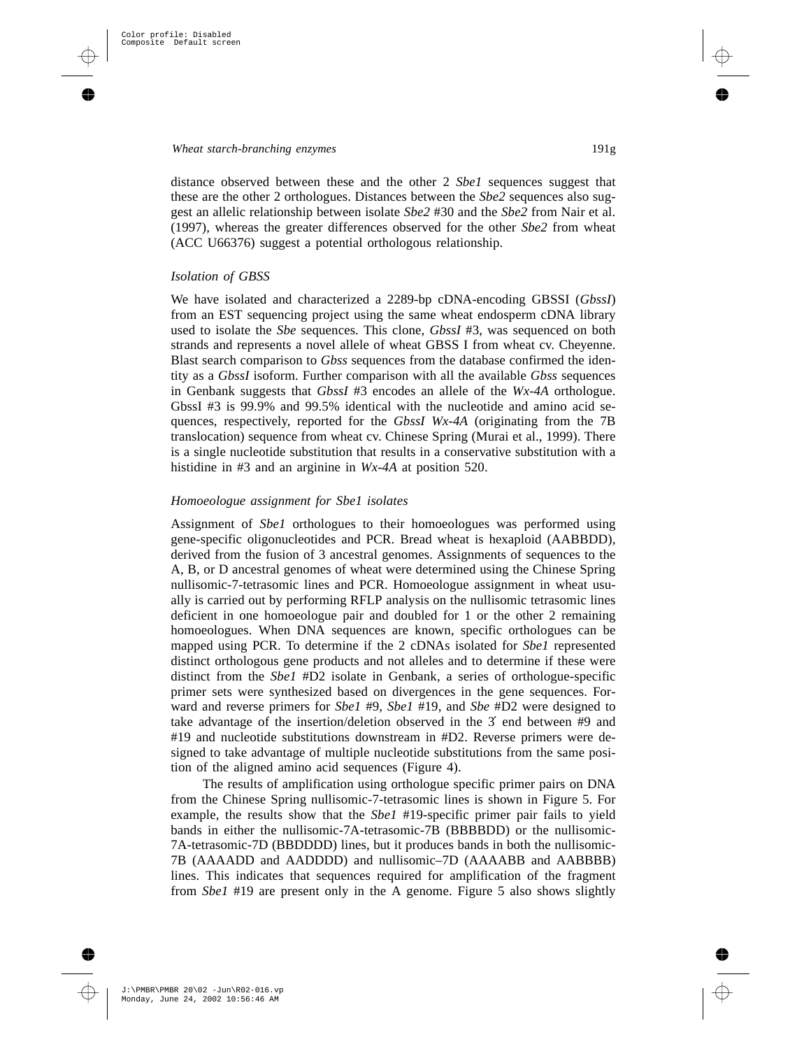distance observed between these and the other 2 *Sbe1* sequences suggest that these are the other 2 orthologues. Distances between the *Sbe2* sequences also suggest an allelic relationship between isolate *Sbe2* #30 and the *Sbe2* from Nair et al. (1997), whereas the greater differences observed for the other *Sbe2* from wheat (ACC U66376) suggest a potential orthologous relationship.

### *Isolation of GBSS*

We have isolated and characterized a 2289-bp cDNA-encoding GBSSI (*GbssI*) from an EST sequencing project using the same wheat endosperm cDNA library used to isolate the *Sbe* sequences. This clone, *GbssI* #3, was sequenced on both strands and represents a novel allele of wheat GBSS I from wheat cv. Cheyenne. Blast search comparison to *Gbss* sequences from the database confirmed the identity as a *GbssI* isoform. Further comparison with all the available *Gbss* sequences in Genbank suggests that *GbssI* #3 encodes an allele of the *Wx-4A* orthologue. GbssI #3 is 99.9% and 99.5% identical with the nucleotide and amino acid sequences, respectively, reported for the *GbssI Wx-4A* (originating from the 7B translocation) sequence from wheat cv. Chinese Spring (Murai et al., 1999). There is a single nucleotide substitution that results in a conservative substitution with a histidine in #3 and an arginine in *Wx-4A* at position 520.

### *Homoeologue assignment for Sbe1 isolates*

Assignment of *Sbe1* orthologues to their homoeologues was performed using gene-specific oligonucleotides and PCR. Bread wheat is hexaploid (AABBDD), derived from the fusion of 3 ancestral genomes. Assignments of sequences to the A, B, or D ancestral genomes of wheat were determined using the Chinese Spring nullisomic-7-tetrasomic lines and PCR. Homoeologue assignment in wheat usually is carried out by performing RFLP analysis on the nullisomic tetrasomic lines deficient in one homoeologue pair and doubled for 1 or the other 2 remaining homoeologues. When DNA sequences are known, specific orthologues can be mapped using PCR. To determine if the 2 cDNAs isolated for *Sbe1* represented distinct orthologous gene products and not alleles and to determine if these were distinct from the *Sbe1* #D2 isolate in Genbank, a series of orthologue-specific primer sets were synthesized based on divergences in the gene sequences. Forward and reverse primers for *Sbe1* #9, *Sbe1* #19, and *Sbe* #D2 were designed to take advantage of the insertion/deletion observed in the 3′ end between #9 and #19 and nucleotide substitutions downstream in #D2. Reverse primers were designed to take advantage of multiple nucleotide substitutions from the same position of the aligned amino acid sequences (Figure 4).

The results of amplification using orthologue specific primer pairs on DNA from the Chinese Spring nullisomic-7-tetrasomic lines is shown in Figure 5. For example, the results show that the *Sbe1* #19-specific primer pair fails to yield bands in either the nullisomic-7A-tetrasomic-7B (BBBBDD) or the nullisomic-7A-tetrasomic-7D (BBDDDD) lines, but it produces bands in both the nullisomic-7B (AAAADD and AADDDD) and nullisomic–7D (AAAABB and AABBBB) lines. This indicates that sequences required for amplification of the fragment from *Sbe1* #19 are present only in the A genome. Figure 5 also shows slightly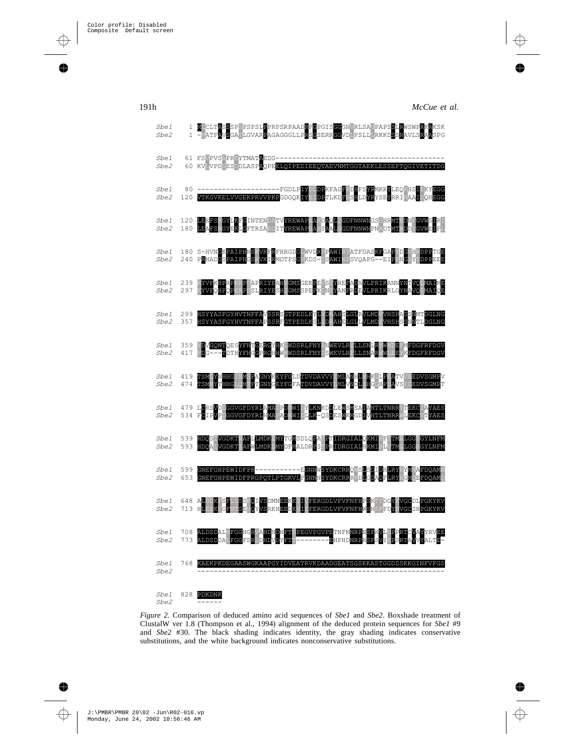```
Sbe1    1 MLCLTASSSPSPSPSLPPRPSRPAADRPGPGISGGGNVRLSAVPAPSSLRWSWPRKAKSK
Sbe2    1 -VATFAVSGATLGVARPAGAGGGLLPRSGSERRGGVDLPSLLLRKKDSSRAVLSRAASPG

Sbe1   61 FSVPVSAPRDYTMATAEDG-----------------------------------------
Sbe2   60 KVLVPDGESDDLASPAQPEELQIPEDIEEQTAEVNMTGGTAEKLESSEPTQGIVETITDG

Sbe1   80 --------------------FGDLPIYDLDPKFAGFKDHFSYRMKKYLEQKHSIEKYEGG
Sbe2  120 VTKGVKELVVGEKPRVVPKPGDGQKIYEIDPTLKDFRSHLDYRYSEYRRIRAAIDQHEGG

Sbe1  120 LEEFSKGYLKFGINTENDATVYREWAPAARDAQLIGDFNNWNGSGHRMTKDNFGVWSIRI
Sbe2  180 LEAFSRGYEKLGFTRSAEGITYREWAPGAHSAALVGDFNNWNPNADTMTRDDYGVWEIFL

Sbe1  180 S-HVNGKPAIPHNSKVKFRFHRGDGLWVDRVPAWIRYATFDASKFGAPYDGVHWDPPTGE
Sbe2  240 PNNADGSPAIPHGSRVKIRMDTPSGVKDS-ISAWIKFSVQAPG--EIPFNGIYYDPPEEE

Sbe1  239 RYVFKHPRPRKPDAPRIYEAHVGMSGEKPEVSTYREFADNVLPRIKANNYNTVQLMAIME
Sbe2  297 KYVFQHPQPKRPESLRIYESHIGMSSPEPKINSYANFRDEVLPRIKRLGYNAVQIMAIQE

Sbe1  299 HSYYASFGYHVTNFFAVSSRSGTPEDLKYLVDKAHSLGLRVLMDVVHSHASSNMTDGLNG
Sbe2  357 HSYYASFGYHVTNFFAPSSRFGTPEDLKSLIDRAHELGLLVLMDIVHSHSSNNTLDGLNG

Sbe1  359 YDVGQNTQESYFHTGERGYHKLWDSRLFNYANWEVLRFLLSNLRYWMDEFMFDGFRFDGV
Sbe2  417 FDG---TDTHYFHGGPRGHHWMWDSRLFNYGSWEVLRFLLSNARWWLEEYKFDGFRFDGV

Sbe1  419 TSMLYNHHGINMSFAGNYKEYFGLDTDVDAVVYMMLANHLMHKLLPEATVVAEDVSGMPV
Sbe2  474 TSMMYTHHGLQMTFTGNYGEYFGFATDVDAVVYLMLVNDLIHGLHPDAVSIGEDVSGMPT

Sbe1  479 LCRSVDEGGVGFDYRLAMAIPDRWIDYLKNKDDLEWSMSAIAHTLTNRRYTEKCIAYAES
Sbe2  534 FCIPVPDGGVGFDYRLHMAVADKWIELLK-QSDESWKMGDIVHTLTNRRWLEKCVTYAES

Sbe1  539 HDQSIVGDKTMAFLLMDKEMYTGMSDLQPASPTIDRGIALQKMIHFITMALGGDGYLNFM
Sbe2  593 HDQALVGDKTIAFWLMDKDMYDFMALDRPSTPRIDRGIALHKMIRLVTMGLGGEGYLNFM

Sbe1  599 GNEFGHPEWIDFPR-----------EGNNWSYDKCRRQWSLSDIDHLRYKYMNAFDQAMN
Sbe2  653 GNEFGHPEWIDFPRGPQTLPTGKVLPGNNNSYDKCRRRFDLGDADFLRYHGMQEFDQAMQ

Sbe1  648 ALDDKFSFLSSSKQIVSDMNEEKKIIVFERGDLVFVFNFHPSKTYDGYKVGCDLPGKYKV
Sbe2  713 HLEEKYGFMTSEHQYVSRKHEEDKVIIFERGDLVFVFNFHWSNSFFDYRVGCSRPGKYKV

Sbe1  708 ALDSDALMFGGHGRVAHDNDHFTSPEGVPGVPETNFNNRPNSFKVLSPPRTCVAYYRVEE
Sbe2  773 ALDSDDALFGGFSRLDHDVDYFTT---------DHPHDNRPRSFSVYTPSRTAVVYALTE-

Sbe1  768 KAEKPKDEGAASWGKAAPGYIDVEATRVKDAADGEATSGSKKASTGGDSSKKGINFVFGS
Sbe2      ------------------------------------------------------------

Sbe1  828 PDKDNK
Sbe2      ------
```

*Figure 2.* Comparison of deduced amino acid sequences of *Sbe1* and *Sbe2*. Boxshade treatment of ClustalW ver 1.8 (Thompson et al., 1994) alignment of the deduced protein sequences for *Sbe1* #9 and *Sbe2* #30. The black shading indicates identity, the gray shading indicates conservative substitutions, and the white background indicates nonconservative substitutions.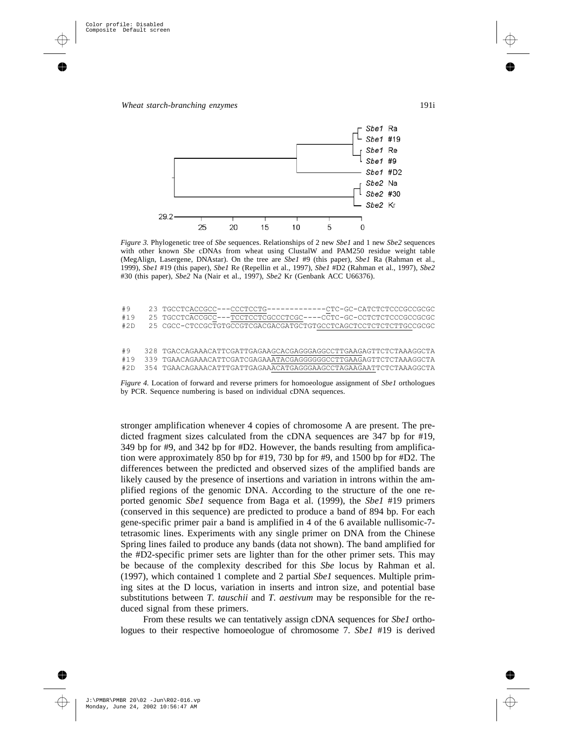Figure 3. Phylogenetic tree of *Sbe* sequences. Relationships of 2 new *Sbe1* and 1 new *Sbe2* sequences with other known *Sbe* cDNAs from wheat using ClustalW and PAM250 residue weight table (MegAlign, Lasergene, DNAstar). On the tree are *Sbe1* #9 (this paper), *Sbe1* Ra (Rahman et al., 1999), *Sbe1* #19 (this paper), *Sbe1* Re (Repellin et al., 1997), *Sbe1* #D2 (Rahman et al., 1997), *Sbe2* #30 (this paper), *Sbe2* Na (Nair et al., 1997), *Sbe2* Kr (Genbank ACC U66376).

```
#9    23 TGCCTCACCGCC---CCCTCCTG-------------CTC-GC-CATCTCTCCCGCCGCGC
#19   25 TGCCTCACCGCC---TCCTCCTCGCCCTCGC----CCTC-GC-CCTCTCTCCCGCCGCGC
#2D   25 CGCC-CTCCGCTGTGCCGTCGACGACGATGCTGTGCCTCAGCTCCTCTCTCTTGCCGCGC

#9   328 TGACCAGAAACATTCGATTGAGAAGCACGAGGGAGGCCTTGAAGAGTTCTCTAAAGGCTA
#19  339 TGAACAGAAACATTCGATCGAGAAATACGAGGGGGGCCTTGAAGAGTTCTCTAAAGGCTA
#2D  354 TGAACAGAAACATTTGATTGAGAAACATGAGGGAAGCCTAGAAGAATTCTCTAAAGGCTA
```

Figure 4. Location of forward and reverse primers for homoeologue assignment of *Sbe1* orthologues by PCR. Sequence numbering is based on individual cDNA sequences.

stronger amplification whenever 4 copies of chromosome A are present. The predicted fragment sizes calculated from the cDNA sequences are 347 bp for #19, 349 bp for #9, and 342 bp for #D2. However, the bands resulting from amplification were approximately 850 bp for #19, 730 bp for #9, and 1500 bp for #D2. The differences between the predicted and observed sizes of the amplified bands are likely caused by the presence of insertions and variation in introns within the amplified regions of the genomic DNA. According to the structure of the one reported genomic *Sbe1* sequence from Baga et al. (1999), the *Sbe1* #19 primers (conserved in this sequence) are predicted to produce a band of 894 bp. For each gene-specific primer pair a band is amplified in 4 of the 6 available nullisomic-7-tetrasomic lines. Experiments with any single primer on DNA from the Chinese Spring lines failed to produce any bands (data not shown). The band amplified for the #D2-specific primer sets are lighter than for the other primer sets. This may be because of the complexity described for this *Sbe* locus by Rahman et al. (1997), which contained 1 complete and 2 partial *Sbe1* sequences. Multiple priming sites at the D locus, variation in inserts and intron size, and potential base substitutions between *T. tauschii* and *T. aestivum* may be responsible for the reduced signal from these primers.

From these results we can tentatively assign cDNA sequences for *Sbe1* orthologues to their respective homoeologue of chromosome 7. *Sbe1* #19 is derived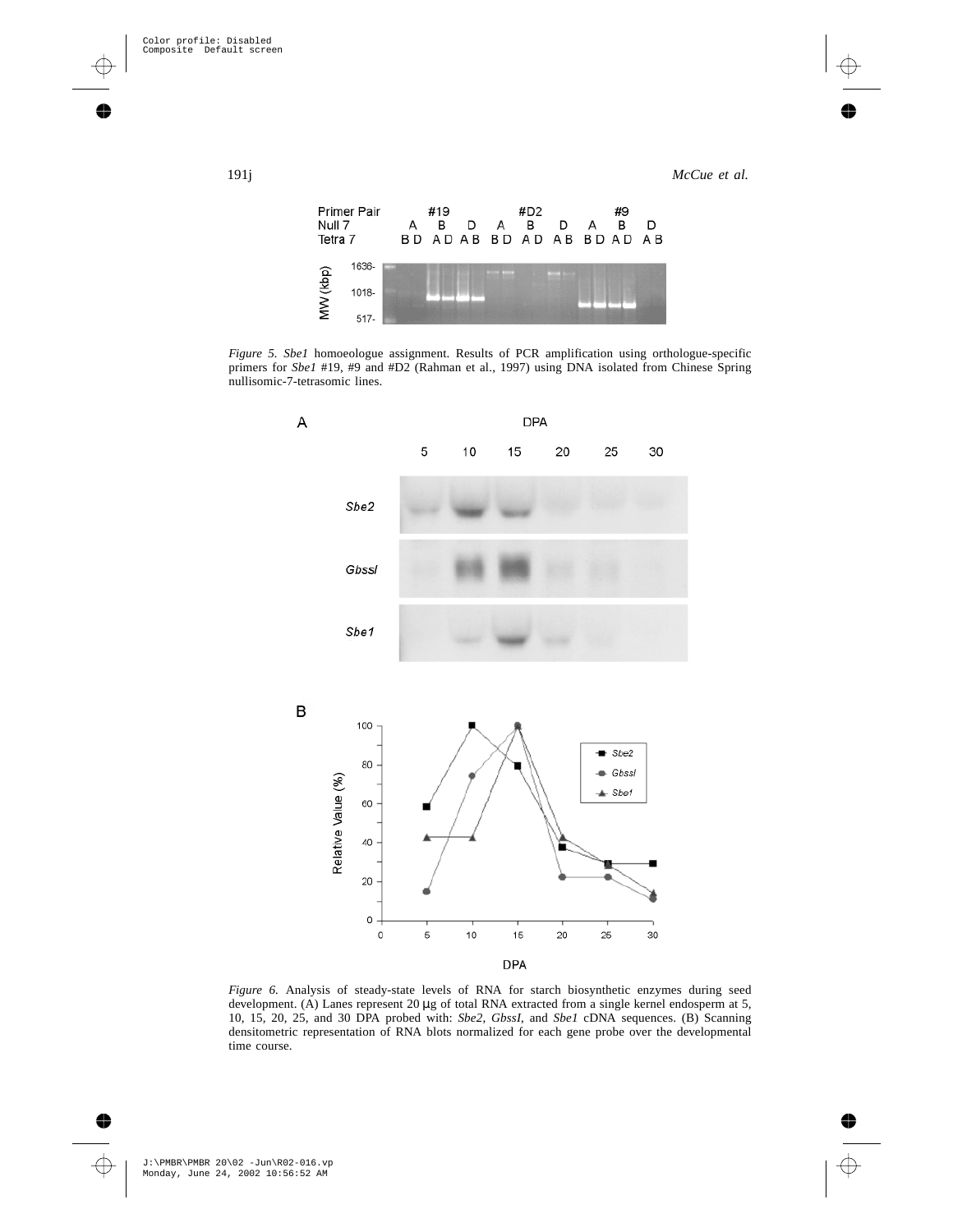*Figure 5. Sbe1* homoeologue assignment. Results of PCR amplification using orthologue-specific primers for *Sbe1* #19, #9 and #D2 (Rahman et al., 1997) using DNA isolated from Chinese Spring nullisomic-7-tetrasomic lines.

*Figure 6.* Analysis of steady-state levels of RNA for starch biosynthetic enzymes during seed development. (A) Lanes represent 20 μg of total RNA extracted from a single kernel endosperm at 5, 10, 15, 20, 25, and 30 DPA probed with: *Sbe2, GbssI,* and *Sbe1* cDNA sequences. (B) Scanning densitometric representation of RNA blots normalized for each gene probe over the developmental time course.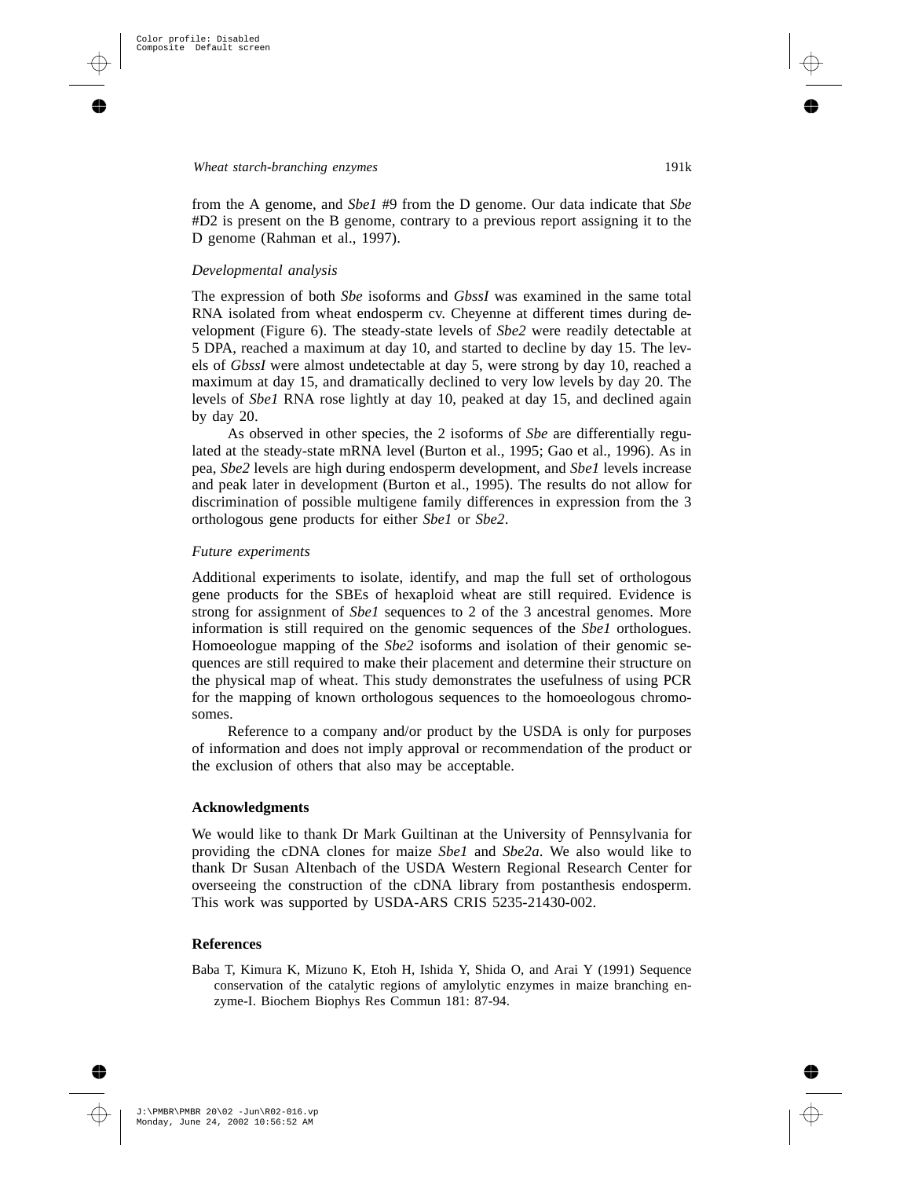from the A genome, and *Sbe1* #9 from the D genome. Our data indicate that *Sbe* #D2 is present on the B genome, contrary to a previous report assigning it to the D genome (Rahman et al., 1997).

### *Developmental analysis*

The expression of both *Sbe* isoforms and *GbssI* was examined in the same total RNA isolated from wheat endosperm cv. Cheyenne at different times during development (Figure 6). The steady-state levels of *Sbe2* were readily detectable at 5 DPA, reached a maximum at day 10, and started to decline by day 15. The levels of *GbssI* were almost undetectable at day 5, were strong by day 10, reached a maximum at day 15, and dramatically declined to very low levels by day 20. The levels of *Sbe1* RNA rose lightly at day 10, peaked at day 15, and declined again by day 20.

As observed in other species, the 2 isoforms of *Sbe* are differentially regulated at the steady-state mRNA level (Burton et al., 1995; Gao et al., 1996). As in pea, *Sbe2* levels are high during endosperm development, and *Sbe1* levels increase and peak later in development (Burton et al., 1995). The results do not allow for discrimination of possible multigene family differences in expression from the 3 orthologous gene products for either *Sbe1* or *Sbe2*.

### *Future experiments*

Additional experiments to isolate, identify, and map the full set of orthologous gene products for the SBEs of hexaploid wheat are still required. Evidence is strong for assignment of *Sbe1* sequences to 2 of the 3 ancestral genomes. More information is still required on the genomic sequences of the *Sbe1* orthologues. Homoeologue mapping of the *Sbe2* isoforms and isolation of their genomic sequences are still required to make their placement and determine their structure on the physical map of wheat. This study demonstrates the usefulness of using PCR for the mapping of known orthologous sequences to the homoeologous chromosomes.

Reference to a company and/or product by the USDA is only for purposes of information and does not imply approval or recommendation of the product or the exclusion of others that also may be acceptable.

## Acknowledgments

We would like to thank Dr Mark Guiltinan at the University of Pennsylvania for providing the cDNA clones for maize *Sbe1* and *Sbe2a*. We also would like to thank Dr Susan Altenbach of the USDA Western Regional Research Center for overseeing the construction of the cDNA library from postanthesis endosperm. This work was supported by USDA-ARS CRIS 5235-21430-002.

## References

Baba T, Kimura K, Mizuno K, Etoh H, Ishida Y, Shida O, and Arai Y (1991) Sequence conservation of the catalytic regions of amylolytic enzymes in maize branching enzyme-I. Biochem Biophys Res Commun 181: 87-94.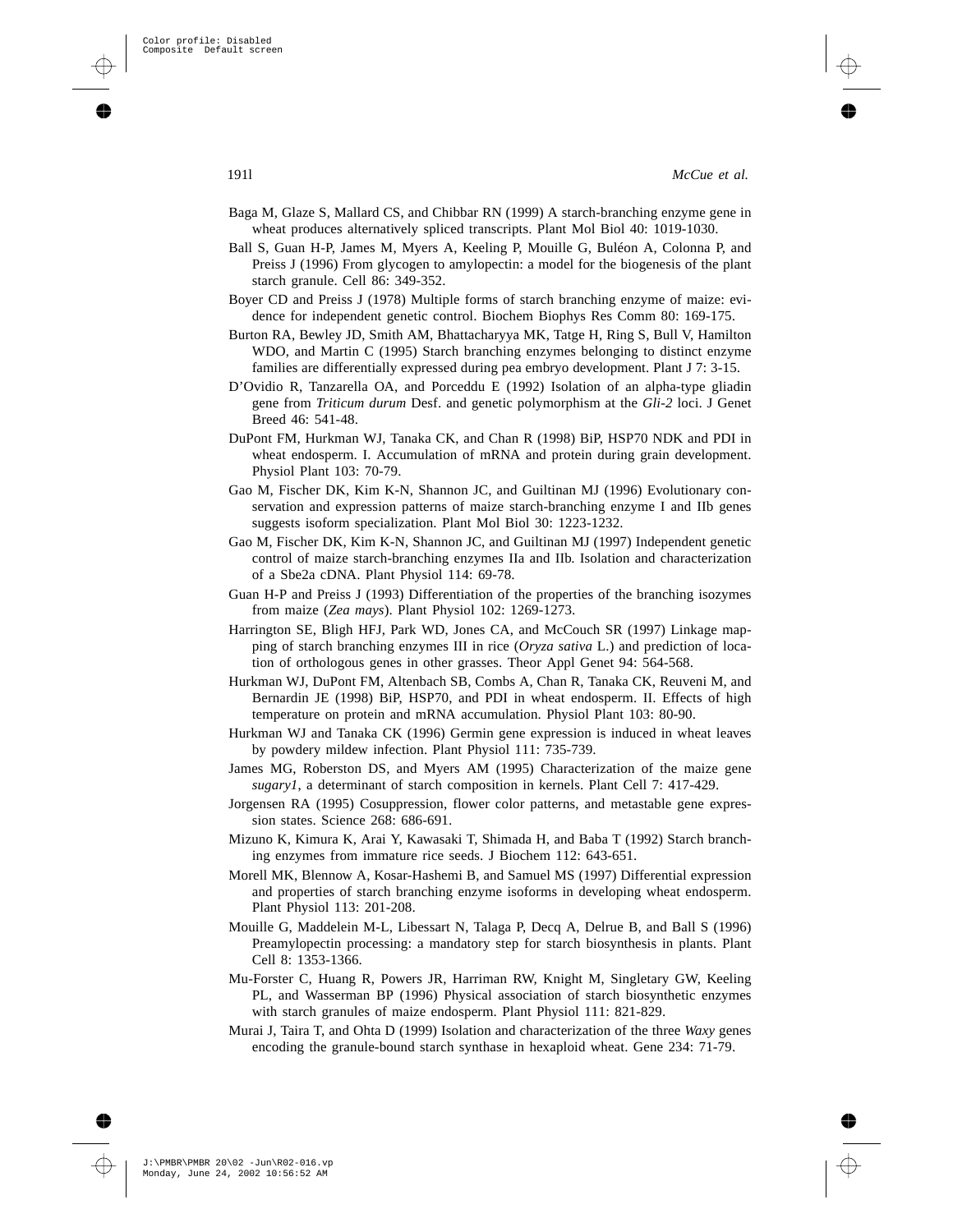Baga M, Glaze S, Mallard CS, and Chibbar RN (1999) A starch-branching enzyme gene in wheat produces alternatively spliced transcripts. Plant Mol Biol 40: 1019-1030.

Ball S, Guan H-P, James M, Myers A, Keeling P, Mouille G, Buléon A, Colonna P, and Preiss J (1996) From glycogen to amylopectin: a model for the biogenesis of the plant starch granule. Cell 86: 349-352.

Boyer CD and Preiss J (1978) Multiple forms of starch branching enzyme of maize: evidence for independent genetic control. Biochem Biophys Res Comm 80: 169-175.

Burton RA, Bewley JD, Smith AM, Bhattacharyya MK, Tatge H, Ring S, Bull V, Hamilton WDO, and Martin C (1995) Starch branching enzymes belonging to distinct enzyme families are differentially expressed during pea embryo development. Plant J 7: 3-15.

D'Ovidio R, Tanzarella OA, and Porceddu E (1992) Isolation of an alpha-type gliadin gene from *Triticum durum* Desf. and genetic polymorphism at the *Gli-2* loci. J Genet Breed 46: 541-48.

DuPont FM, Hurkman WJ, Tanaka CK, and Chan R (1998) BiP, HSP70 NDK and PDI in wheat endosperm. I. Accumulation of mRNA and protein during grain development. Physiol Plant 103: 70-79.

Gao M, Fischer DK, Kim K-N, Shannon JC, and Guiltinan MJ (1996) Evolutionary conservation and expression patterns of maize starch-branching enzyme I and IIb genes suggests isoform specialization. Plant Mol Biol 30: 1223-1232.

Gao M, Fischer DK, Kim K-N, Shannon JC, and Guiltinan MJ (1997) Independent genetic control of maize starch-branching enzymes IIa and IIb. Isolation and characterization of a Sbe2a cDNA. Plant Physiol 114: 69-78.

Guan H-P and Preiss J (1993) Differentiation of the properties of the branching isozymes from maize (*Zea mays*). Plant Physiol 102: 1269-1273.

Harrington SE, Bligh HFJ, Park WD, Jones CA, and McCouch SR (1997) Linkage mapping of starch branching enzymes III in rice (*Oryza sativa* L.) and prediction of location of orthologous genes in other grasses. Theor Appl Genet 94: 564-568.

Hurkman WJ, DuPont FM, Altenbach SB, Combs A, Chan R, Tanaka CK, Reuveni M, and Bernardin JE (1998) BiP, HSP70, and PDI in wheat endosperm. II. Effects of high temperature on protein and mRNA accumulation. Physiol Plant 103: 80-90.

Hurkman WJ and Tanaka CK (1996) Germin gene expression is induced in wheat leaves by powdery mildew infection. Plant Physiol 111: 735-739.

James MG, Roberston DS, and Myers AM (1995) Characterization of the maize gene *sugary1*, a determinant of starch composition in kernels. Plant Cell 7: 417-429.

Jorgensen RA (1995) Cosuppression, flower color patterns, and metastable gene expression states. Science 268: 686-691.

Mizuno K, Kimura K, Arai Y, Kawasaki T, Shimada H, and Baba T (1992) Starch branching enzymes from immature rice seeds. J Biochem 112: 643-651.

Morell MK, Blennow A, Kosar-Hashemi B, and Samuel MS (1997) Differential expression and properties of starch branching enzyme isoforms in developing wheat endosperm. Plant Physiol 113: 201-208.

Mouille G, Maddelein M-L, Libessart N, Talaga P, Decq A, Delrue B, and Ball S (1996) Preamylopectin processing: a mandatory step for starch biosynthesis in plants. Plant Cell 8: 1353-1366.

Mu-Forster C, Huang R, Powers JR, Harriman RW, Knight M, Singletary GW, Keeling PL, and Wasserman BP (1996) Physical association of starch biosynthetic enzymes with starch granules of maize endosperm. Plant Physiol 111: 821-829.

Murai J, Taira T, and Ohta D (1999) Isolation and characterization of the three *Waxy* genes encoding the granule-bound starch synthase in hexaploid wheat. Gene 234: 71-79.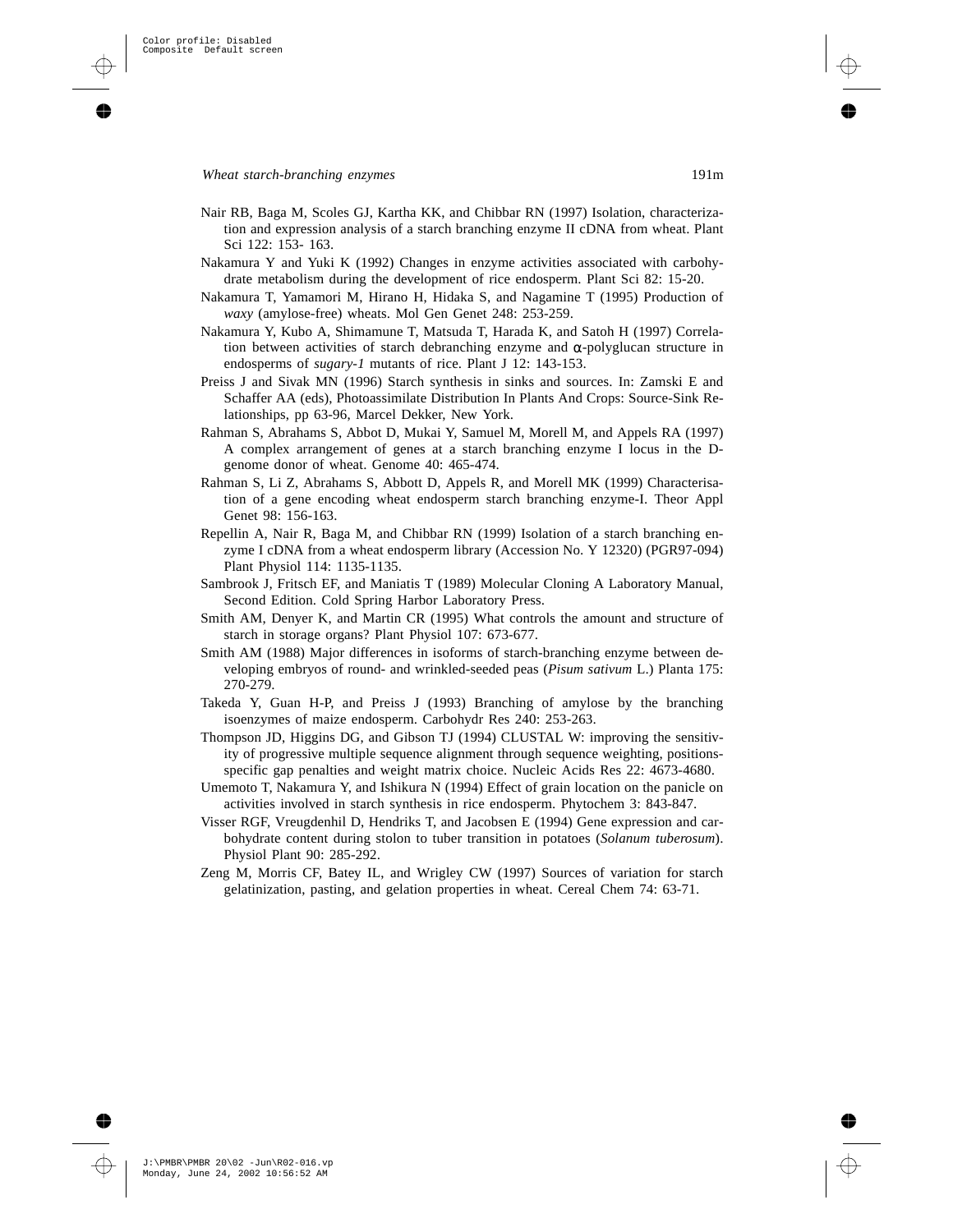Nair RB, Baga M, Scoles GJ, Kartha KK, and Chibbar RN (1997) Isolation, characterization and expression analysis of a starch branching enzyme II cDNA from wheat. Plant Sci 122: 153- 163.

Nakamura Y and Yuki K (1992) Changes in enzyme activities associated with carbohydrate metabolism during the development of rice endosperm. Plant Sci 82: 15-20.

Nakamura T, Yamamori M, Hirano H, Hidaka S, and Nagamine T (1995) Production of *waxy* (amylose-free) wheats. Mol Gen Genet 248: 253-259.

Nakamura Y, Kubo A, Shimamune T, Matsuda T, Harada K, and Satoh H (1997) Correlation between activities of starch debranching enzyme and α-polyglucan structure in endosperms of *sugary-1* mutants of rice. Plant J 12: 143-153.

Preiss J and Sivak MN (1996) Starch synthesis in sinks and sources. In: Zamski E and Schaffer AA (eds), Photoassimilate Distribution In Plants And Crops: Source-Sink Relationships, pp 63-96, Marcel Dekker, New York.

Rahman S, Abrahams S, Abbot D, Mukai Y, Samuel M, Morell M, and Appels RA (1997) A complex arrangement of genes at a starch branching enzyme I locus in the D-genome donor of wheat. Genome 40: 465-474.

Rahman S, Li Z, Abrahams S, Abbott D, Appels R, and Morell MK (1999) Characterisation of a gene encoding wheat endosperm starch branching enzyme-I. Theor Appl Genet 98: 156-163.

Repellin A, Nair R, Baga M, and Chibbar RN (1999) Isolation of a starch branching enzyme I cDNA from a wheat endosperm library (Accession No. Y 12320) (PGR97-094) Plant Physiol 114: 1135-1135.

Sambrook J, Fritsch EF, and Maniatis T (1989) Molecular Cloning A Laboratory Manual, Second Edition. Cold Spring Harbor Laboratory Press.

Smith AM, Denyer K, and Martin CR (1995) What controls the amount and structure of starch in storage organs? Plant Physiol 107: 673-677.

Smith AM (1988) Major differences in isoforms of starch-branching enzyme between developing embryos of round- and wrinkled-seeded peas (*Pisum sativum* L.) Planta 175: 270-279.

Takeda Y, Guan H-P, and Preiss J (1993) Branching of amylose by the branching isoenzymes of maize endosperm. Carbohydr Res 240: 253-263.

Thompson JD, Higgins DG, and Gibson TJ (1994) CLUSTAL W: improving the sensitivity of progressive multiple sequence alignment through sequence weighting, positions-specific gap penalties and weight matrix choice. Nucleic Acids Res 22: 4673-4680.

Umemoto T, Nakamura Y, and Ishikura N (1994) Effect of grain location on the panicle on activities involved in starch synthesis in rice endosperm. Phytochem 3: 843-847.

Visser RGF, Vreugdenhil D, Hendriks T, and Jacobsen E (1994) Gene expression and carbohydrate content during stolon to tuber transition in potatoes (*Solanum tuberosum*). Physiol Plant 90: 285-292.

Zeng M, Morris CF, Batey IL, and Wrigley CW (1997) Sources of variation for starch gelatinization, pasting, and gelation properties in wheat. Cereal Chem 74: 63-71.